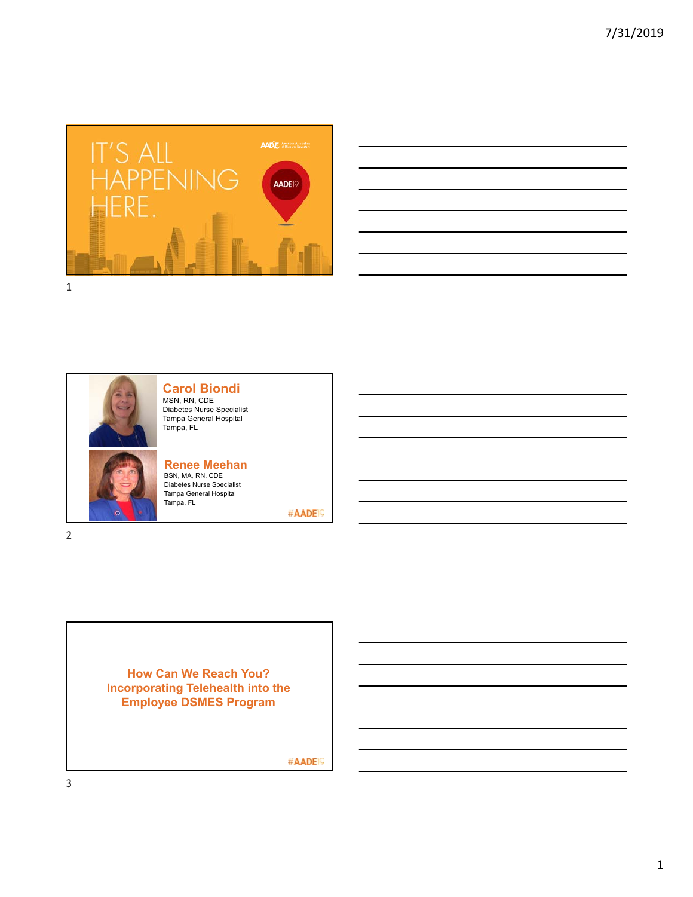IT'S ALL HAPPENING HERE.

AADE19

**Carol Biondi**
MSN, RN, CDE
Diabetes Nurse Specialist
Tampa General Hospital
Tampa, FL

**Renee Meehan**
BSN, MA, RN, CDE
Diabetes Nurse Specialist
Tampa General Hospital
Tampa, FL

#AADE19

## How Can We Reach You? Incorporating Telehealth into the Employee DSMES Program

#AADE19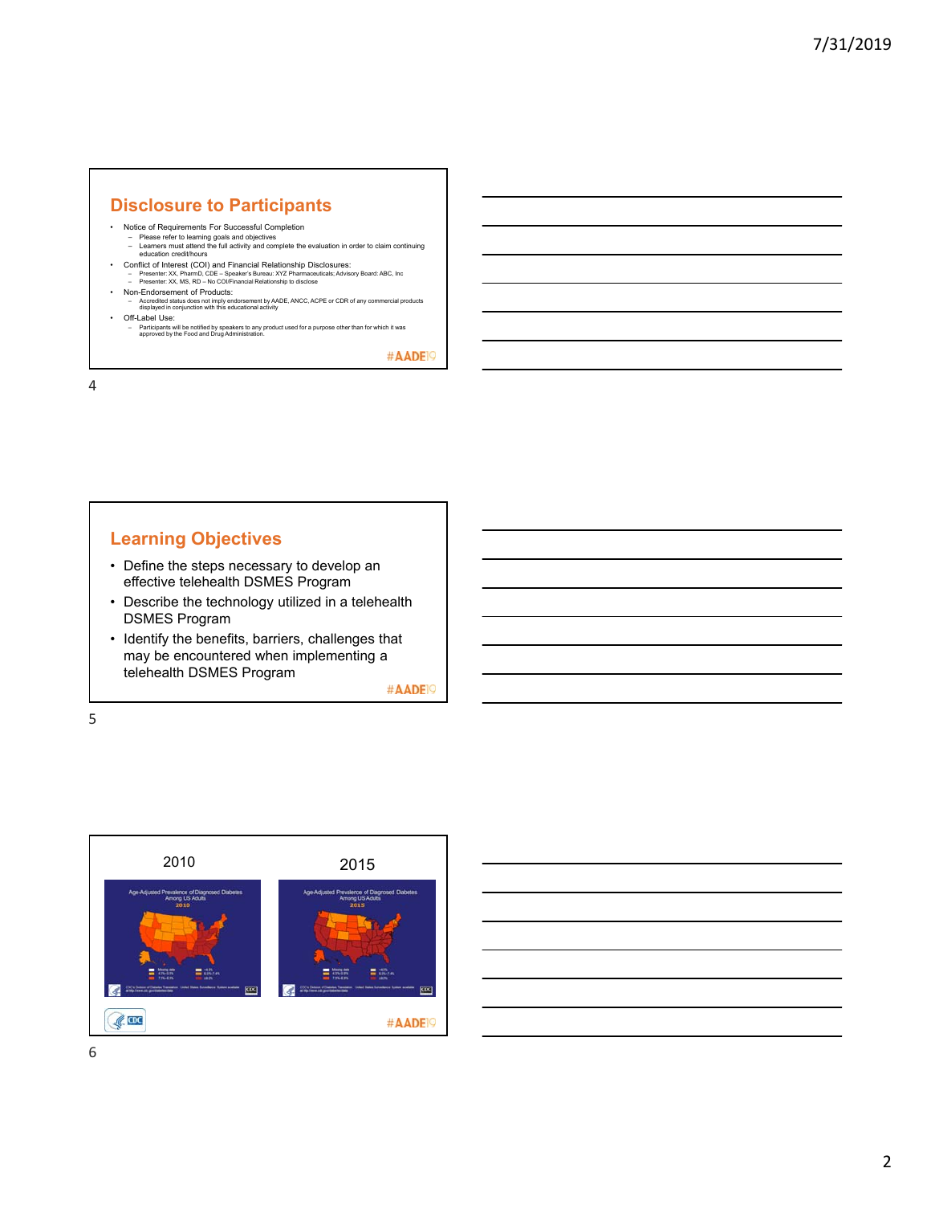## Disclosure to Participants

- Notice of Requirements For Successful Completion
  - Please refer to learning goals and objectives
  - Learners must attend the full activity and complete the evaluation in order to claim continuing education credit/hours
- Conflict of Interest (COI) and Financial Relationship Disclosures:
  - Presenter: XX, PharmD, CDE – Speaker's Bureau: XYZ Pharmaceuticals; Advisory Board: ABC, Inc
  - Presenter: XX, MS, RD – No COI/Financial Relationship to disclose
- Non-Endorsement of Products:
  - Accredited status does not imply endorsement by AADE, ANCC, ACPE or CDR of any commercial products displayed in conjunction with this educational activity
- Off-Label Use:
  - Participants will be notified by speakers to any product used for a purpose other than for which it was approved by the Food and Drug Administration.

#AADE19

## Learning Objectives

- Define the steps necessary to develop an effective telehealth DSMES Program
- Describe the technology utilized in a telehealth DSMES Program
- Identify the benefits, barriers, challenges that may be encountered when implementing a telehealth DSMES Program

#AADE19

2010

Age-Adjusted Prevalence of Diagnosed Diabetes Among US Adults 2010

2015

Age-Adjusted Prevalence of Diagnosed Diabetes Among US Adults 2015

CDC

#AADE19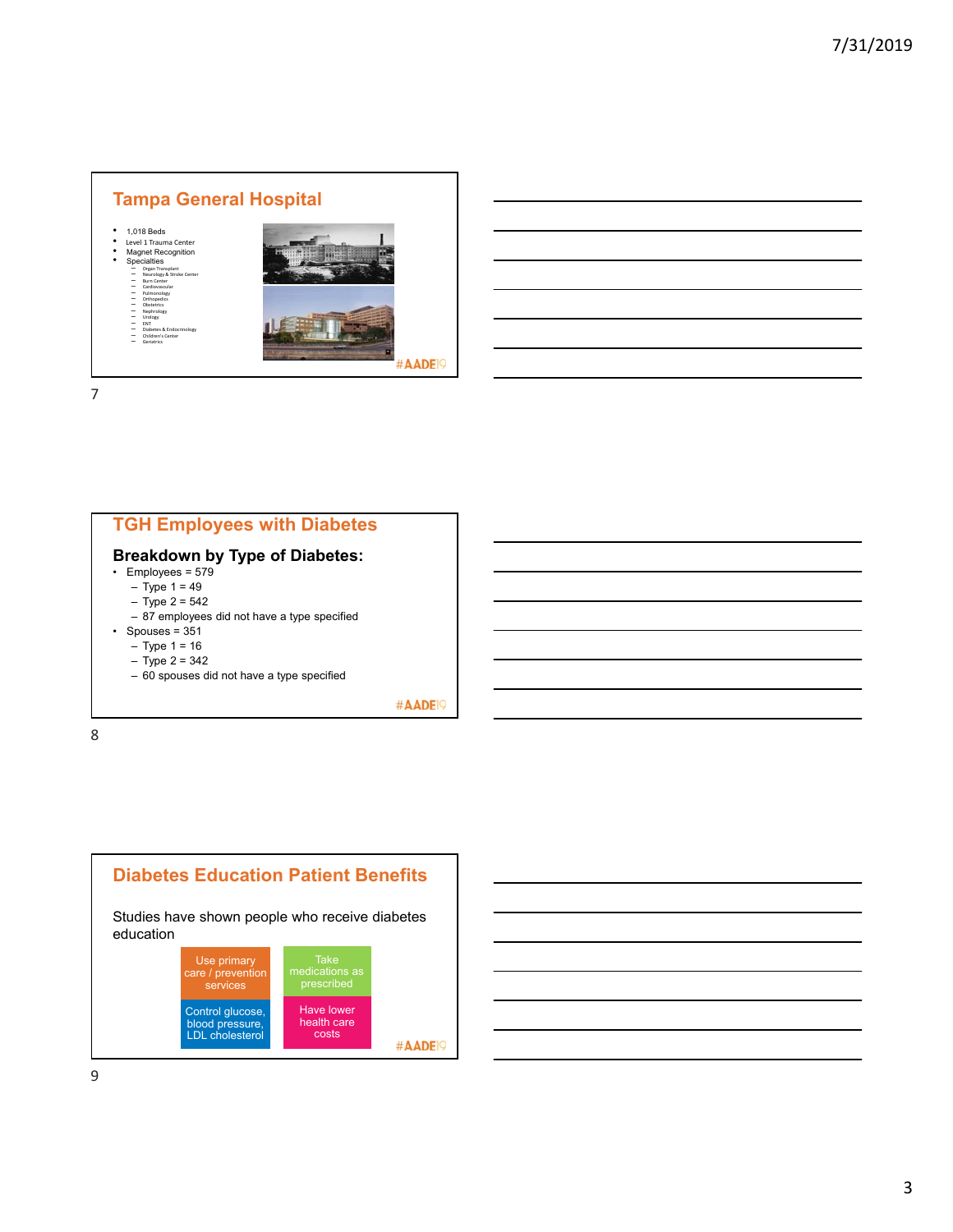## Tampa General Hospital

- 1,018 Beds
- Level 1 Trauma Center
- Magnet Recognition
- Specialties
  - Organ Transplant
  - Neurology & Stroke Center
  - Burn Center
  - Cardiovascular
  - Pulmonology
  - Orthopedics
  - Obstetrics
  - Nephrology
  - Urology
  - ENT
  - Diabetes & Endocrinology
  - Children's Center
  - Geriatrics

#AADE19

## TGH Employees with Diabetes

### Breakdown by Type of Diabetes:

- Employees = 579
  - Type 1 = 49
  - Type 2 = 542
  - 87 employees did not have a type specified
- Spouses = 351
  - Type 1 = 16
  - Type 2 = 342
  - 60 spouses did not have a type specified

#AADE19

## Diabetes Education Patient Benefits

Studies have shown people who receive diabetes education

- Use primary care / prevention services
- Take medications as prescribed
- Control glucose, blood pressure, LDL cholesterol
- Have lower health care costs

#AADE19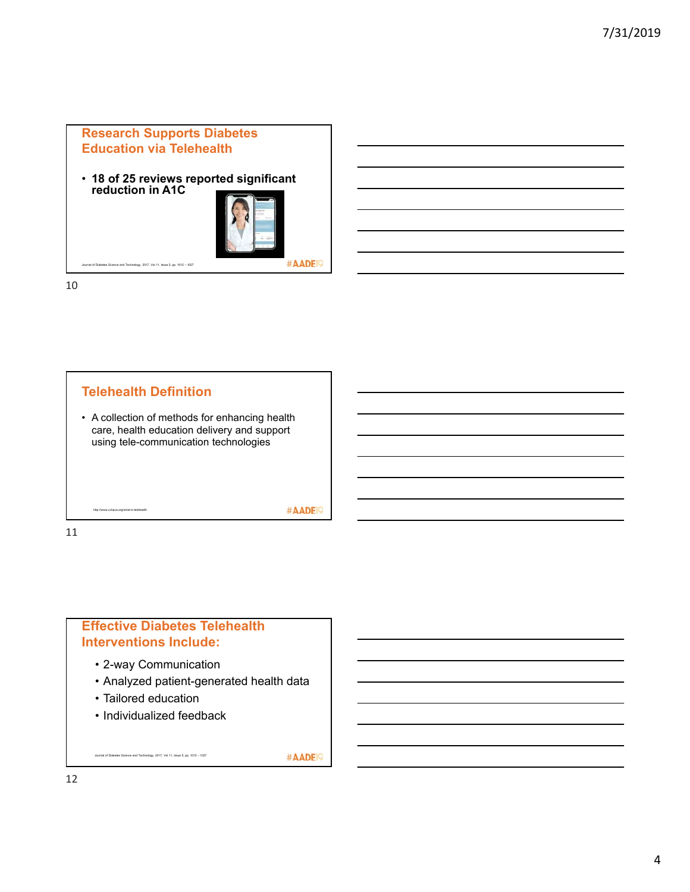## Research Supports Diabetes Education via Telehealth

- **18 of 25 reviews reported significant reduction in A1C**

Journal of Diabetes Science and Technology, 2017, Vol 11, Issue 5, pp. 1015 – 1027

#AADE19

## Telehealth Definition

- A collection of methods for enhancing health care, health education delivery and support using tele-communication technologies

http://www.cchpca.org/what-is-telehealth

#AADE19

## Effective Diabetes Telehealth Interventions Include:

- 2-way Communication
- Analyzed patient-generated health data
- Tailored education
- Individualized feedback

Journal of Diabetes Science and Technology, 2017, Vol 11, Issue 5, pp. 1015 – 1027

#AADE19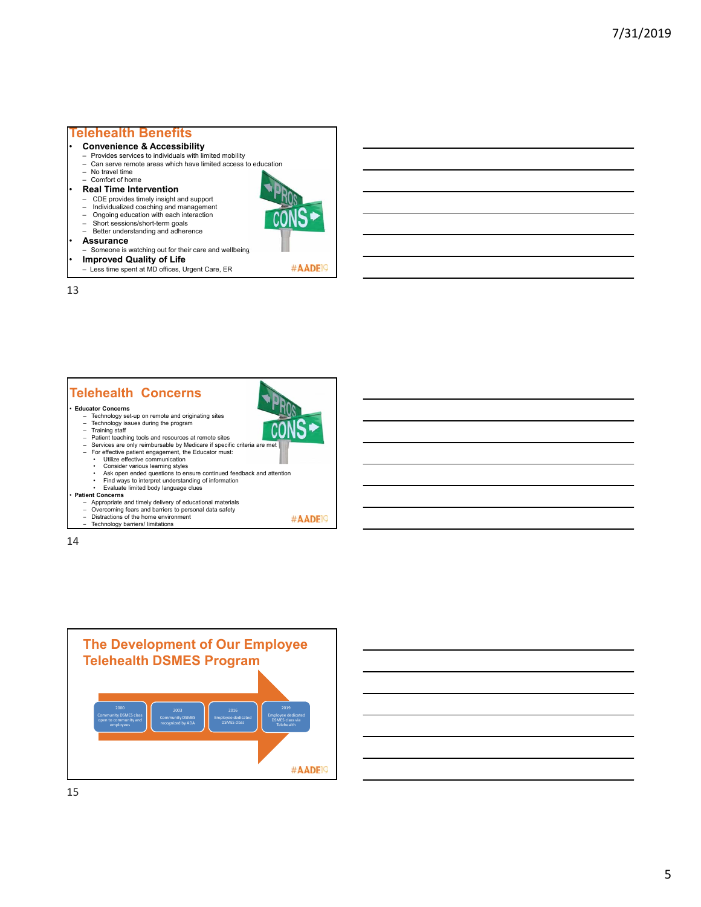## Telehealth Benefits

- **Convenience & Accessibility**
  - Provides services to individuals with limited mobility
  - Can serve remote areas which have limited access to education
  - No travel time
  - Comfort of home
- **Real Time Intervention**
  - CDE provides timely insight and support
  - Individualized coaching and management
  - Ongoing education with each interaction
  - Short sessions/short-term goals
  - Better understanding and adherence
- **Assurance**
  - Someone is watching out for their care and wellbeing
- **Improved Quality of Life**
  - Less time spent at MD offices, Urgent Care, ER

#AADE19

## Telehealth Concerns

- **Educator Concerns**
  - Technology set-up on remote and originating sites
  - Technology issues during the program
  - Training staff
  - Patient teaching tools and resources at remote sites
  - Services are only reimbursable by Medicare if specific criteria are met
  - For effective patient engagement, the Educator must:
    - Utilize effective communication
    - Consider various learning styles
    - Ask open ended questions to ensure continued feedback and attention
    - Find ways to interpret understanding of information
    - Evaluate limited body language clues
- **Patient Concerns**
  - Appropriate and timely delivery of educational materials
  - Overcoming fears and barriers to personal data safety
  - Distractions of the home environment
  - Technology barriers/ limitations

#AADE19

## The Development of Our Employee Telehealth DSMES Program

- 2000 – Community DSMES class open to community and employees
- 2003 – Community DSMES recognized by ADA
- 2016 – Employee dedicated DSMES class
- 2019 – Employee dedicated DSMES class via Telehealth

#AADE19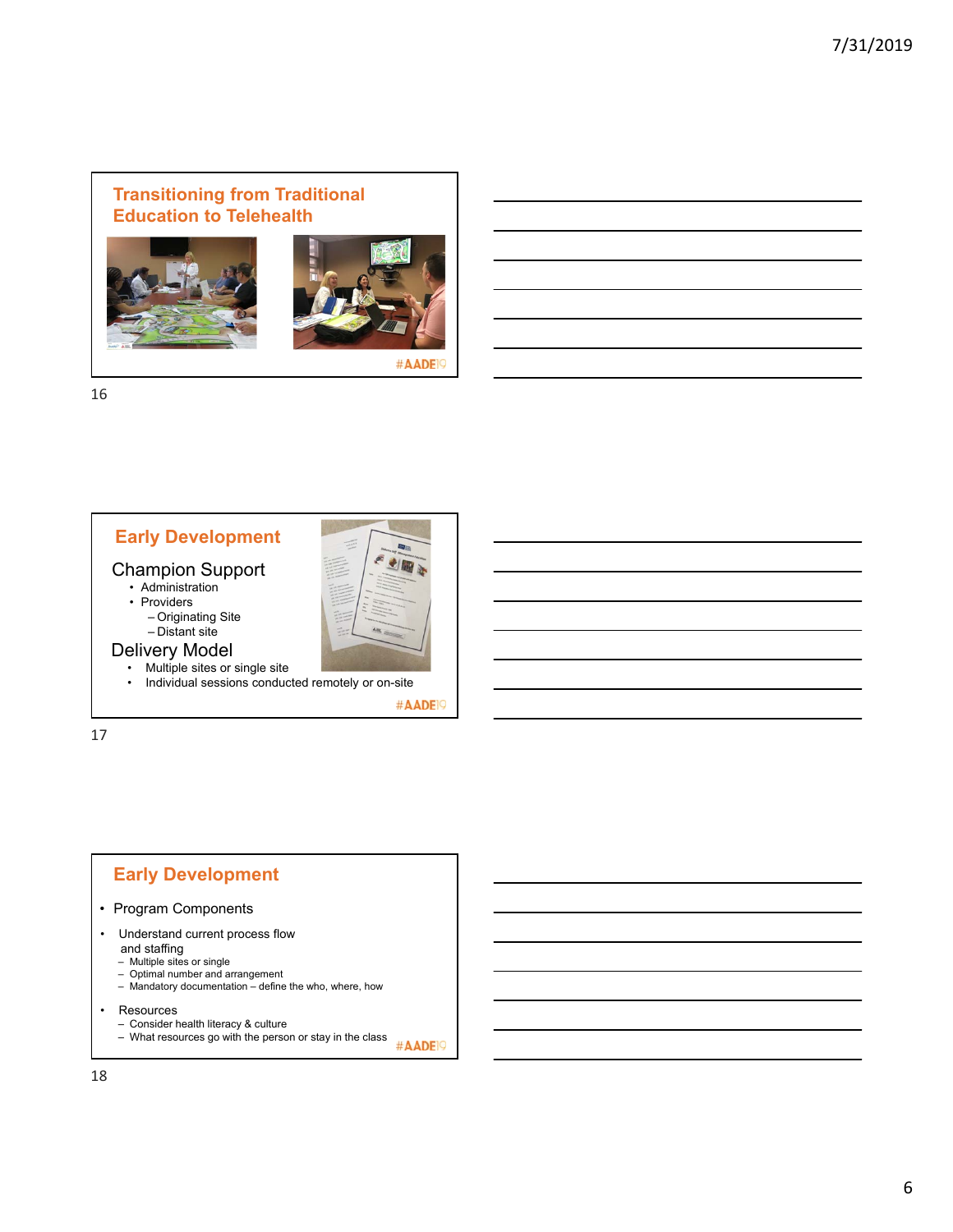## Transitioning from Traditional Education to Telehealth

#AADE19

## Early Development

### Champion Support

- Administration
- Providers
  - Originating Site
  - Distant site

### Delivery Model

- Multiple sites or single site
- Individual sessions conducted remotely or on-site

#AADE19

## Early Development

- Program Components
- Understand current process flow and staffing
  - Multiple sites or single
  - Optimal number and arrangement
  - Mandatory documentation – define the who, where, how
- Resources
  - Consider health literacy & culture
  - What resources go with the person or stay in the class

#AADE19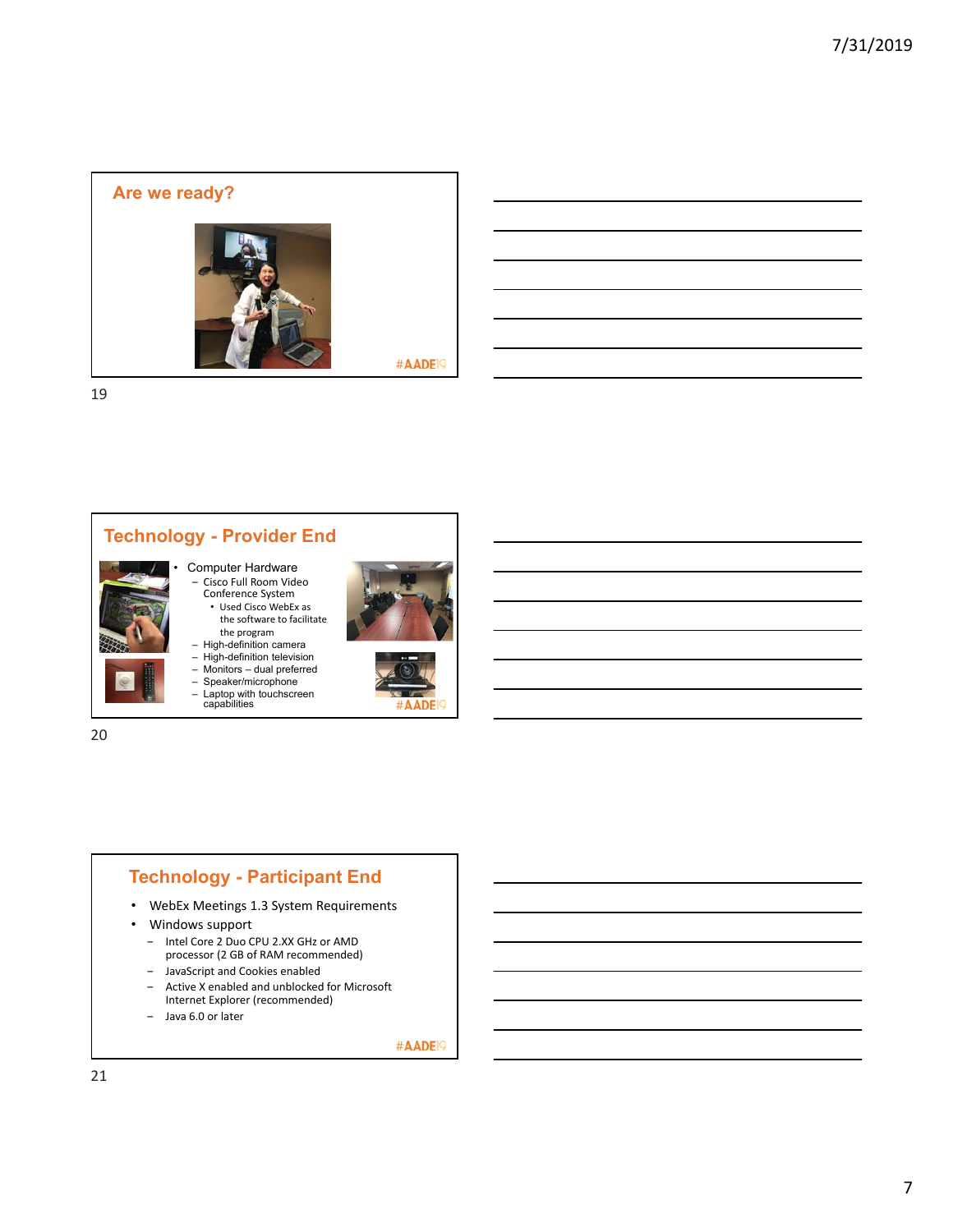## Are we ready?

#AADE19

## Technology - Provider End

- Computer Hardware
  - Cisco Full Room Video Conference System
    - Used Cisco WebEx as the software to facilitate the program
  - High-definition camera
  - High-definition television
  - Monitors – dual preferred
  - Speaker/microphone
  - Laptop with touchscreen capabilities

#AADE19

## Technology - Participant End

- WebEx Meetings 1.3 System Requirements
- Windows support
  - Intel Core 2 Duo CPU 2.XX GHz or AMD processor (2 GB of RAM recommended)
  - JavaScript and Cookies enabled
  - Active X enabled and unblocked for Microsoft Internet Explorer (recommended)
  - Java 6.0 or later

#AADE19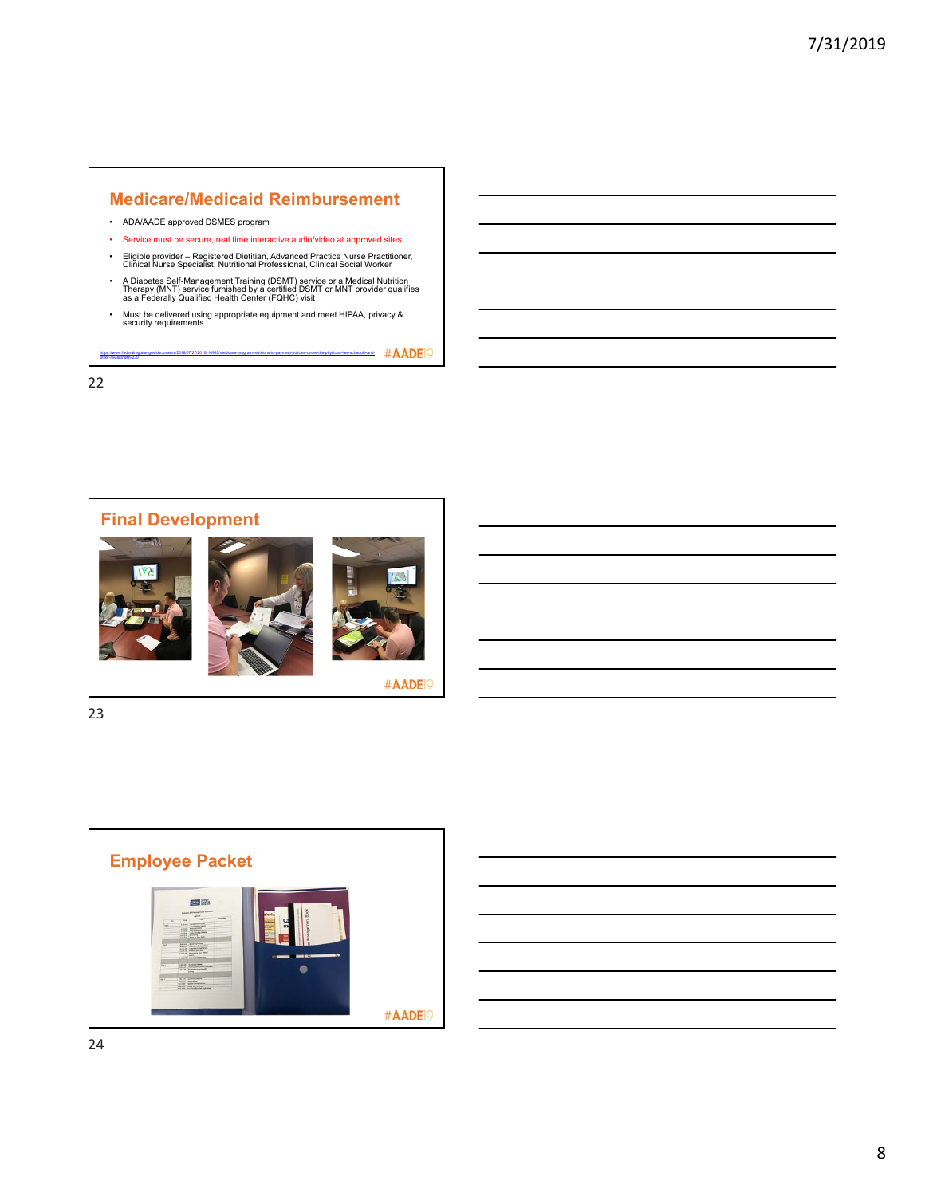## Medicare/Medicaid Reimbursement

- ADA/AADE approved DSMES program
- Service must be secure, real time interactive audio/video at approved sites
- Eligible provider – Registered Dietitian, Advanced Practice Nurse Practitioner, Clinical Nurse Specialist, Nutritional Professional, Clinical Social Worker
- A Diabetes Self-Management Training (DSMT) service or a Medical Nutrition Therapy (MNT) service furnished by a certified DSMT or MNT provider qualifies as a Federally Qualified Health Center (FQHC) visit
- Must be delivered using appropriate equipment and meet HIPAA, privacy & security requirements

https://www.federalregister.gov/documents/2018/07/27/2018-14985/medicare-program-revisions-to-payment-policies-under-the-physician-fee-schedule-and-other-revisions#h-230

#AADE19

## Final Development

#AADE19

## Employee Packet

#AADE19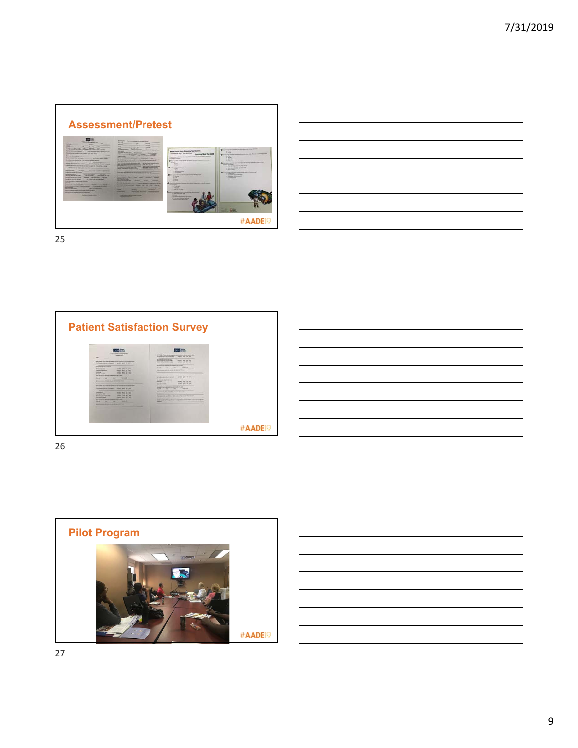## Assessment/Pretest

#AADE19

## Patient Satisfaction Survey

#AADE19

## Pilot Program

#AADE19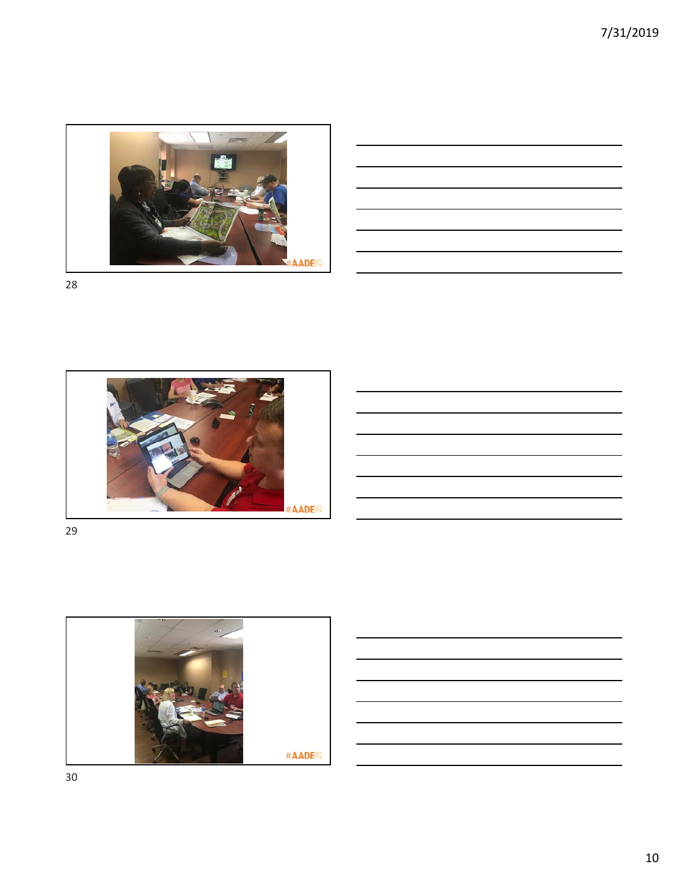#AADE19

28

#AADE19

29

#AADE19

30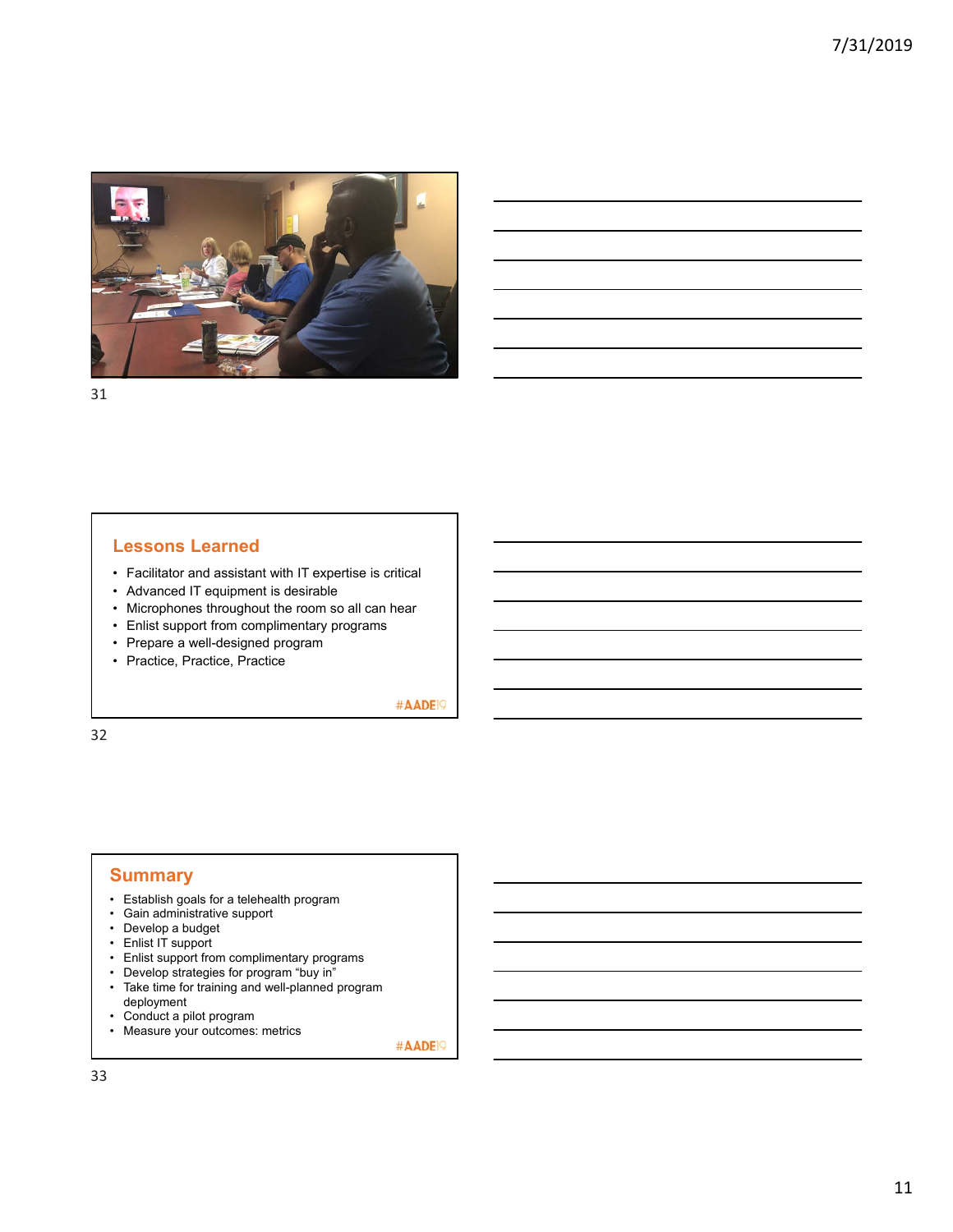## Lessons Learned

- Facilitator and assistant with IT expertise is critical
- Advanced IT equipment is desirable
- Microphones throughout the room so all can hear
- Enlist support from complimentary programs
- Prepare a well-designed program
- Practice, Practice, Practice

#AADE19

## Summary

- Establish goals for a telehealth program
- Gain administrative support
- Develop a budget
- Enlist IT support
- Enlist support from complimentary programs
- Develop strategies for program "buy in"
- Take time for training and well-planned program deployment
- Conduct a pilot program
- Measure your outcomes: metrics

#AADE19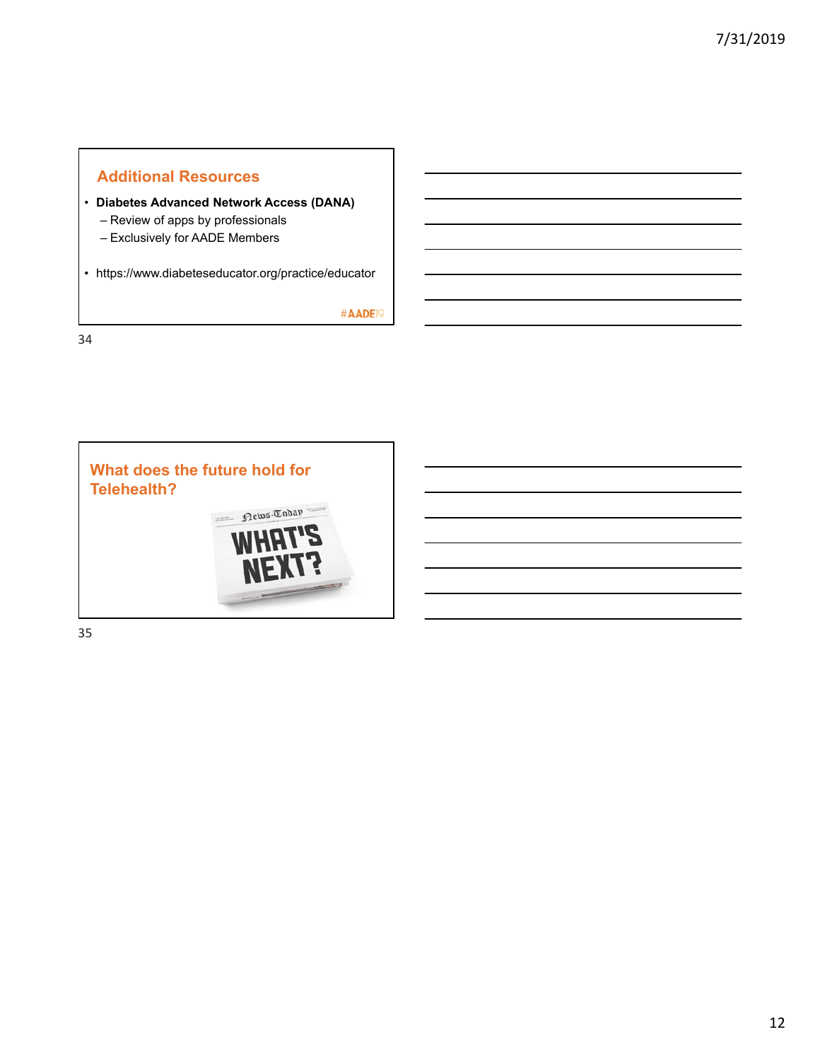## Additional Resources

- **Diabetes Advanced Network Access (DANA)**
  - Review of apps by professionals
  - Exclusively for AADE Members
- https://www.diabeteseducator.org/practice/educator

#AADE19

## What does the future hold for Telehealth?